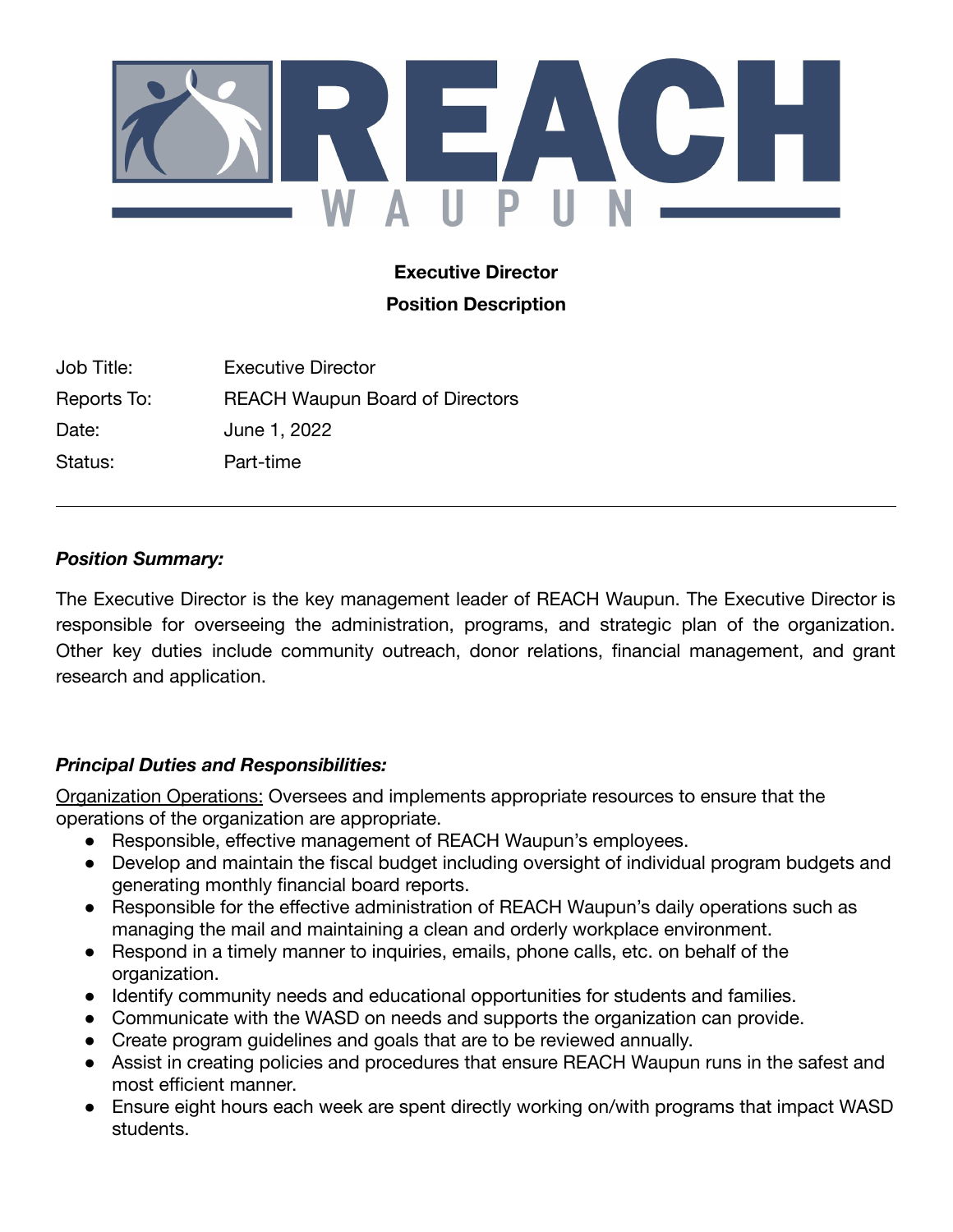# REACH WAUPUN

**Executive Director**

**Position Description**

| | |
|---|---|
| Job Title: | Executive Director |
| Reports To: | REACH Waupun Board of Directors |
| Date: | June 1, 2022 |
| Status: | Part-time |

---

***Position Summary:***

The Executive Director is the key management leader of REACH Waupun. The Executive Director is responsible for overseeing the administration, programs, and strategic plan of the organization. Other key duties include community outreach, donor relations, financial management, and grant research and application.

***Principal Duties and Responsibilities:***

<u>Organization Operations:</u> Oversees and implements appropriate resources to ensure that the operations of the organization are appropriate.

- Responsible, effective management of REACH Waupun's employees.
- Develop and maintain the fiscal budget including oversight of individual program budgets and generating monthly financial board reports.
- Responsible for the effective administration of REACH Waupun's daily operations such as managing the mail and maintaining a clean and orderly workplace environment.
- Respond in a timely manner to inquiries, emails, phone calls, etc. on behalf of the organization.
- Identify community needs and educational opportunities for students and families.
- Communicate with the WASD on needs and supports the organization can provide.
- Create program guidelines and goals that are to be reviewed annually.
- Assist in creating policies and procedures that ensure REACH Waupun runs in the safest and most efficient manner.
- Ensure eight hours each week are spent directly working on/with programs that impact WASD students.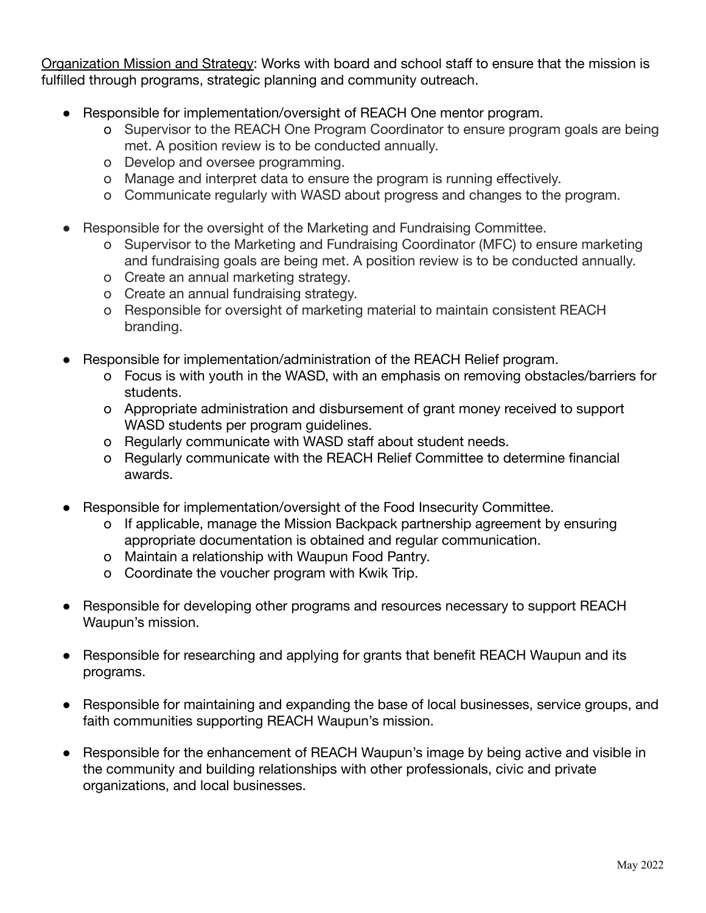<u>Organization Mission and Strategy</u>: Works with board and school staff to ensure that the mission is fulfilled through programs, strategic planning and community outreach.

- Responsible for implementation/oversight of REACH One mentor program.
    - Supervisor to the REACH One Program Coordinator to ensure program goals are being met. A position review is to be conducted annually.
    - Develop and oversee programming.
    - Manage and interpret data to ensure the program is running effectively.
    - Communicate regularly with WASD about progress and changes to the program.

- Responsible for the oversight of the Marketing and Fundraising Committee.
    - Supervisor to the Marketing and Fundraising Coordinator (MFC) to ensure marketing and fundraising goals are being met. A position review is to be conducted annually.
    - Create an annual marketing strategy.
    - Create an annual fundraising strategy.
    - Responsible for oversight of marketing material to maintain consistent REACH branding.

- Responsible for implementation/administration of the REACH Relief program.
    - Focus is with youth in the WASD, with an emphasis on removing obstacles/barriers for students.
    - Appropriate administration and disbursement of grant money received to support WASD students per program guidelines.
    - Regularly communicate with WASD staff about student needs.
    - Regularly communicate with the REACH Relief Committee to determine financial awards.

- Responsible for implementation/oversight of the Food Insecurity Committee.
    - If applicable, manage the Mission Backpack partnership agreement by ensuring appropriate documentation is obtained and regular communication.
    - Maintain a relationship with Waupun Food Pantry.
    - Coordinate the voucher program with Kwik Trip.

- Responsible for developing other programs and resources necessary to support REACH Waupun's mission.

- Responsible for researching and applying for grants that benefit REACH Waupun and its programs.

- Responsible for maintaining and expanding the base of local businesses, service groups, and faith communities supporting REACH Waupun's mission.

- Responsible for the enhancement of REACH Waupun's image by being active and visible in the community and building relationships with other professionals, civic and private organizations, and local businesses.

May 2022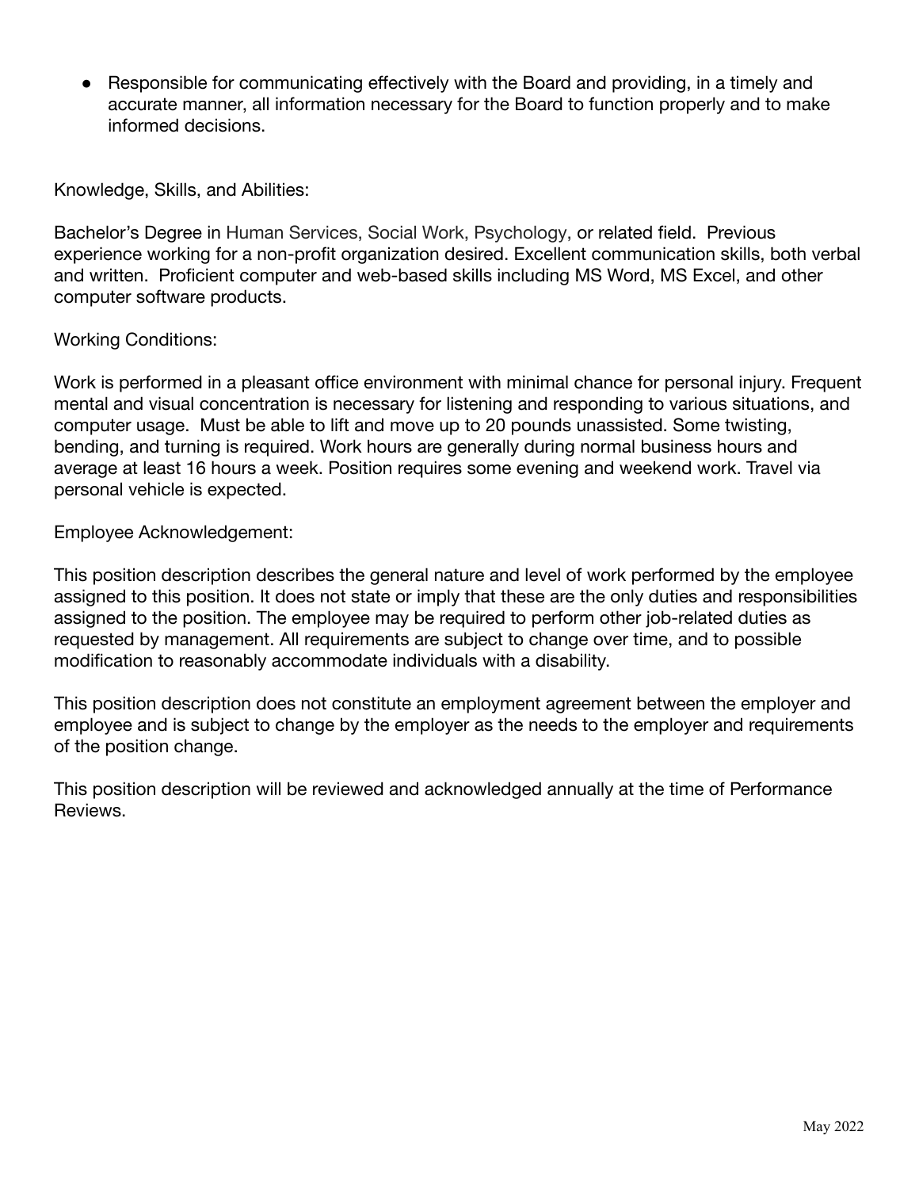- Responsible for communicating effectively with the Board and providing, in a timely and accurate manner, all information necessary for the Board to function properly and to make informed decisions.

Knowledge, Skills, and Abilities:

Bachelor's Degree in Human Services, Social Work, Psychology, or related field. Previous experience working for a non-profit organization desired. Excellent communication skills, both verbal and written. Proficient computer and web-based skills including MS Word, MS Excel, and other computer software products.

Working Conditions:

Work is performed in a pleasant office environment with minimal chance for personal injury. Frequent mental and visual concentration is necessary for listening and responding to various situations, and computer usage. Must be able to lift and move up to 20 pounds unassisted. Some twisting, bending, and turning is required. Work hours are generally during normal business hours and average at least 16 hours a week. Position requires some evening and weekend work. Travel via personal vehicle is expected.

Employee Acknowledgement:

This position description describes the general nature and level of work performed by the employee assigned to this position. It does not state or imply that these are the only duties and responsibilities assigned to the position. The employee may be required to perform other job-related duties as requested by management. All requirements are subject to change over time, and to possible modification to reasonably accommodate individuals with a disability.

This position description does not constitute an employment agreement between the employer and employee and is subject to change by the employer as the needs to the employer and requirements of the position change.

This position description will be reviewed and acknowledged annually at the time of Performance Reviews.

May 2022